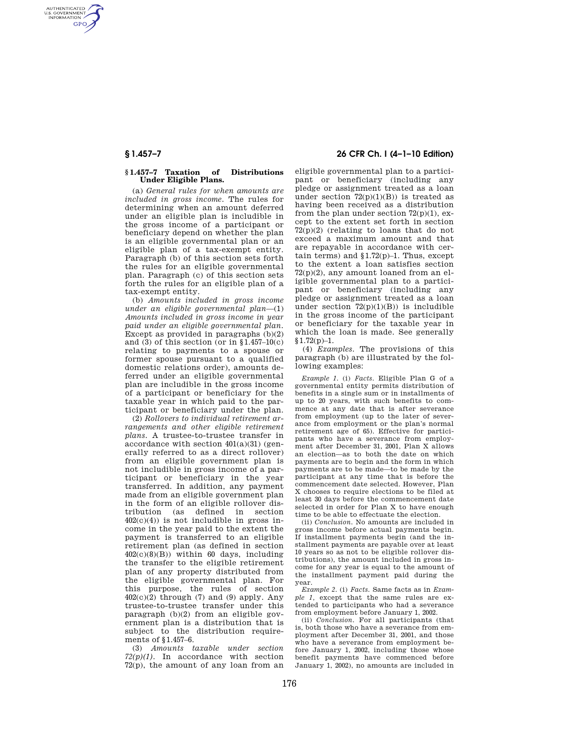## § 1.457–7 Taxation of Distributions Under Eligible Plans.

(a) *General rules for when amounts are included in gross income.* The rules for determining when an amount deferred under an eligible plan is includible in the gross income of a participant or beneficiary depend on whether the plan is an eligible governmental plan or an eligible plan of a tax-exempt entity. Paragraph (b) of this section sets forth the rules for an eligible governmental plan. Paragraph (c) of this section sets forth the rules for an eligible plan of a tax-exempt entity.

(b) *Amounts included in gross income under an eligible governmental plan*—(1) *Amounts included in gross income in year paid under an eligible governmental plan.* Except as provided in paragraphs (b)(2) and (3) of this section (or in §1.457–10(c) relating to payments to a spouse or former spouse pursuant to a qualified domestic relations order), amounts deferred under an eligible governmental plan are includible in the gross income of a participant or beneficiary for the taxable year in which paid to the participant or beneficiary under the plan.

(2) *Rollovers to individual retirement arrangements and other eligible retirement plans.* A trustee-to-trustee transfer in accordance with section 401(a)(31) (generally referred to as a direct rollover) from an eligible government plan is not includible in gross income of a participant or beneficiary in the year transferred. In addition, any payment made from an eligible government plan in the form of an eligible rollover distribution (as defined in section 402(c)(4)) is not includible in gross income in the year paid to the extent the payment is transferred to an eligible retirement plan (as defined in section 402(c)(8)(B)) within 60 days, including the transfer to the eligible retirement plan of any property distributed from the eligible governmental plan. For this purpose, the rules of section 402(c)(2) through (7) and (9) apply. Any trustee-to-trustee transfer under this paragraph (b)(2) from an eligible government plan is a distribution that is subject to the distribution requirements of §1.457–6.

(3) *Amounts taxable under section 72(p)(1).* In accordance with section 72(p), the amount of any loan from an eligible governmental plan to a participant or beneficiary (including any pledge or assignment treated as a loan under section 72(p)(1)(B)) is treated as having been received as a distribution from the plan under section 72(p)(1), except to the extent set forth in section 72(p)(2) (relating to loans that do not exceed a maximum amount and that are repayable in accordance with certain terms) and §1.72(p)–1. Thus, except to the extent a loan satisfies section 72(p)(2), any amount loaned from an eligible governmental plan to a participant or beneficiary (including any pledge or assignment treated as a loan under section 72(p)(1)(B)) is includible in the gross income of the participant or beneficiary for the taxable year in which the loan is made. See generally §1.72(p)–1.

(4) *Examples.* The provisions of this paragraph (b) are illustrated by the following examples:

*Example 1.* (i) *Facts.* Eligible Plan G of a governmental entity permits distribution of benefits in a single sum or in installments of up to 20 years, with such benefits to commence at any date that is after severance from employment (up to the later of severance from employment or the plan's normal retirement age of 65). Effective for participants who have a severance from employment after December 31, 2001, Plan X allows an election—as to both the date on which payments are to begin and the form in which payments are to be made—to be made by the participant at any time that is before the commencement date selected. However, Plan X chooses to require elections to be filed at least 30 days before the commencement date selected in order for Plan X to have enough time to be able to effectuate the election.

(ii) *Conclusion.* No amounts are included in gross income before actual payments begin. If installment payments begin (and the installment payments are payable over at least 10 years so as not to be eligible rollover distributions), the amount included in gross income for any year is equal to the amount of the installment payment paid during the year.

*Example 2.* (i) *Facts.* Same facts as in *Example 1,* except that the same rules are extended to participants who had a severance from employment before January 1, 2002.

(ii) *Conclusion.* For all participants (that is, both those who have a severance from employment after December 31, 2001, and those who have a severance from employment before January 1, 2002, including those whose benefit payments have commenced before January 1, 2002), no amounts are included in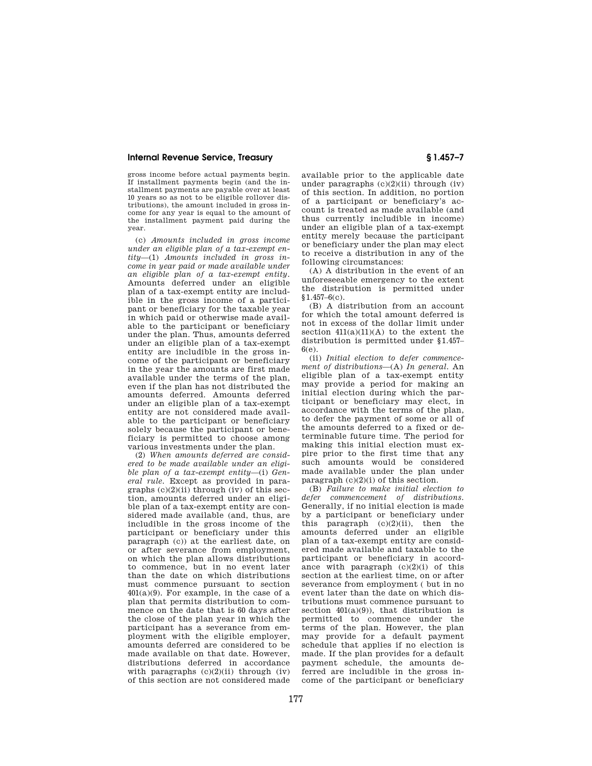gross income before actual payments begin. If installment payments begin (and the installment payments are payable over at least 10 years so as not to be eligible rollover distributions), the amount included in gross income for any year is equal to the amount of the installment payment paid during the year.

(c) *Amounts included in gross income under an eligible plan of a tax-exempt entity*—(1) *Amounts included in gross income in year paid or made available under an eligible plan of a tax-exempt entity*. Amounts deferred under an eligible plan of a tax-exempt entity are includible in the gross income of a participant or beneficiary for the taxable year in which paid or otherwise made available to the participant or beneficiary under the plan. Thus, amounts deferred under an eligible plan of a tax-exempt entity are includible in the gross income of the participant or beneficiary in the year the amounts are first made available under the terms of the plan, even if the plan has not distributed the amounts deferred. Amounts deferred under an eligible plan of a tax-exempt entity are not considered made available to the participant or beneficiary solely because the participant or beneficiary is permitted to choose among various investments under the plan.

(2) *When amounts deferred are considered to be made available under an eligible plan of a tax-exempt entity*—(i) *General rule*. Except as provided in paragraphs (c)(2)(ii) through (iv) of this section, amounts deferred under an eligible plan of a tax-exempt entity are considered made available (and, thus, are includible in the gross income of the participant or beneficiary under this paragraph (c)) at the earliest date, on or after severance from employment, on which the plan allows distributions to commence, but in no event later than the date on which distributions must commence pursuant to section 401(a)(9). For example, in the case of a plan that permits distribution to commence on the date that is 60 days after the close of the plan year in which the participant has a severance from employment with the eligible employer, amounts deferred are considered to be made available on that date. However, distributions deferred in accordance with paragraphs (c)(2)(ii) through (iv) of this section are not considered made available prior to the applicable date under paragraphs (c)(2)(ii) through (iv) of this section. In addition, no portion of a participant or beneficiary's account is treated as made available (and thus currently includible in income) under an eligible plan of a tax-exempt entity merely because the participant or beneficiary under the plan may elect to receive a distribution in any of the following circumstances:

(A) A distribution in the event of an unforeseeable emergency to the extent the distribution is permitted under §1.457–6(c).

(B) A distribution from an account for which the total amount deferred is not in excess of the dollar limit under section 411(a)(11)(A) to the extent the distribution is permitted under §1.457–6(e).

(ii) *Initial election to defer commencement of distributions*—(A) *In general*. An eligible plan of a tax-exempt entity may provide a period for making an initial election during which the participant or beneficiary may elect, in accordance with the terms of the plan, to defer the payment of some or all of the amounts deferred to a fixed or determinable future time. The period for making this initial election must expire prior to the first time that any such amounts would be considered made available under the plan under paragraph (c)(2)(i) of this section.

(B) *Failure to make initial election to defer commencement of distributions*. Generally, if no initial election is made by a participant or beneficiary under this paragraph (c)(2)(ii), then the amounts deferred under an eligible plan of a tax-exempt entity are considered made available and taxable to the participant or beneficiary in accordance with paragraph (c)(2)(i) of this section at the earliest time, on or after severance from employment ( but in no event later than the date on which distributions must commence pursuant to section 401(a)(9)), that distribution is permitted to commence under the terms of the plan. However, the plan may provide for a default payment schedule that applies if no election is made. If the plan provides for a default payment schedule, the amounts deferred are includible in the gross income of the participant or beneficiary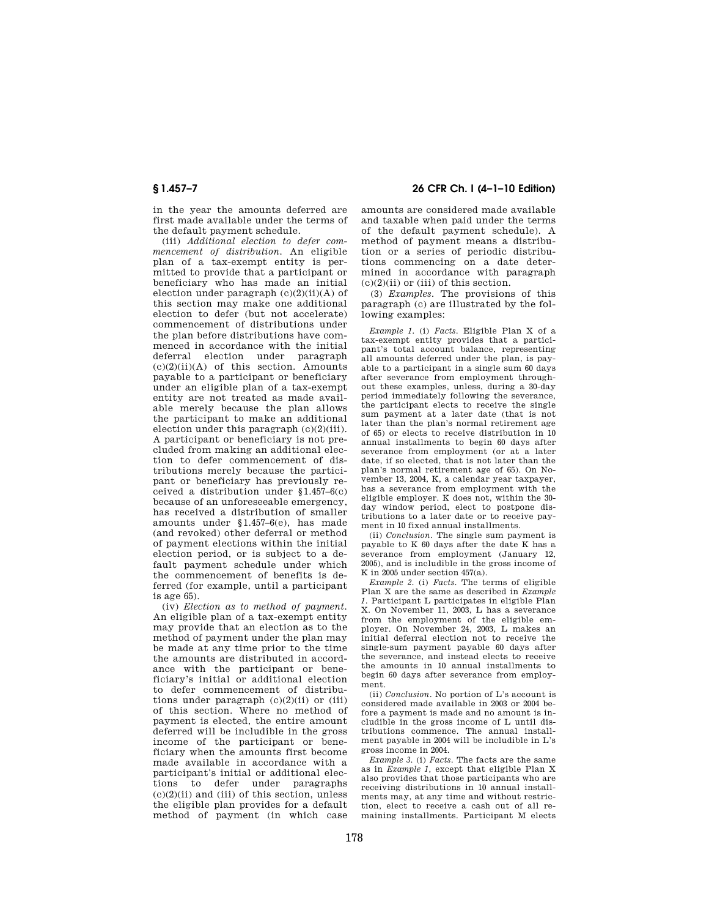in the year the amounts deferred are first made available under the terms of the default payment schedule.

(iii) *Additional election to defer commencement of distribution.* An eligible plan of a tax-exempt entity is permitted to provide that a participant or beneficiary who has made an initial election under paragraph (c)(2)(ii)(A) of this section may make one additional election to defer (but not accelerate) commencement of distributions under the plan before distributions have commenced in accordance with the initial deferral election under paragraph (c)(2)(ii)(A) of this section. Amounts payable to a participant or beneficiary under an eligible plan of a tax-exempt entity are not treated as made available merely because the plan allows the participant to make an additional election under this paragraph (c)(2)(iii). A participant or beneficiary is not precluded from making an additional election to defer commencement of distributions merely because the participant or beneficiary has previously received a distribution under §1.457–6(c) because of an unforeseeable emergency, has received a distribution of smaller amounts under §1.457–6(e), has made (and revoked) other deferral or method of payment elections within the initial election period, or is subject to a default payment schedule under which the commencement of benefits is deferred (for example, until a participant is age 65).

(iv) *Election as to method of payment.* An eligible plan of a tax-exempt entity may provide that an election as to the method of payment under the plan may be made at any time prior to the time the amounts are distributed in accordance with the participant or beneficiary's initial or additional election to defer commencement of distributions under paragraph (c)(2)(ii) or (iii) of this section. Where no method of payment is elected, the entire amount deferred will be includible in the gross income of the participant or beneficiary when the amounts first become made available in accordance with a participant's initial or additional elections to defer under paragraphs (c)(2)(ii) and (iii) of this section, unless the eligible plan provides for a default method of payment (in which case amounts are considered made available and taxable when paid under the terms of the default payment schedule). A method of payment means a distribution or a series of periodic distributions commencing on a date determined in accordance with paragraph (c)(2)(ii) or (iii) of this section.

(3) *Examples.* The provisions of this paragraph (c) are illustrated by the following examples:

*Example 1.* (i) *Facts.* Eligible Plan X of a tax-exempt entity provides that a participant's total account balance, representing all amounts deferred under the plan, is payable to a participant in a single sum 60 days after severance from employment throughout these examples, unless, during a 30-day period immediately following the severance, the participant elects to receive the single sum payment at a later date (that is not later than the plan's normal retirement age of 65) or elects to receive distribution in 10 annual installments to begin 60 days after severance from employment (or at a later date, if so elected, that is not later than the plan's normal retirement age of 65). On November 13, 2004, K, a calendar year taxpayer, has a severance from employment with the eligible employer. K does not, within the 30-day window period, elect to postpone distributions to a later date or to receive payment in 10 fixed annual installments.

(ii) *Conclusion.* The single sum payment is payable to K 60 days after the date K has a severance from employment (January 12, 2005), and is includible in the gross income of K in 2005 under section 457(a).

*Example 2.* (i) *Facts.* The terms of eligible Plan X are the same as described in *Example 1*. Participant L participates in eligible Plan X. On November 11, 2003, L has a severance from the employment of the eligible employer. On November 24, 2003, L makes an initial deferral election not to receive the single-sum payment payable 60 days after the severance, and instead elects to receive the amounts in 10 annual installments to begin 60 days after severance from employment.

(ii) *Conclusion.* No portion of L's account is considered made available in 2003 or 2004 before a payment is made and no amount is includible in the gross income of L until distributions commence. The annual installment payable in 2004 will be includible in L's gross income in 2004.

*Example 3.* (i) *Facts.* The facts are the same as in *Example 1*, except that eligible Plan X also provides that those participants who are receiving distributions in 10 annual installments may, at any time and without restriction, elect to receive a cash out of all remaining installments. Participant M elects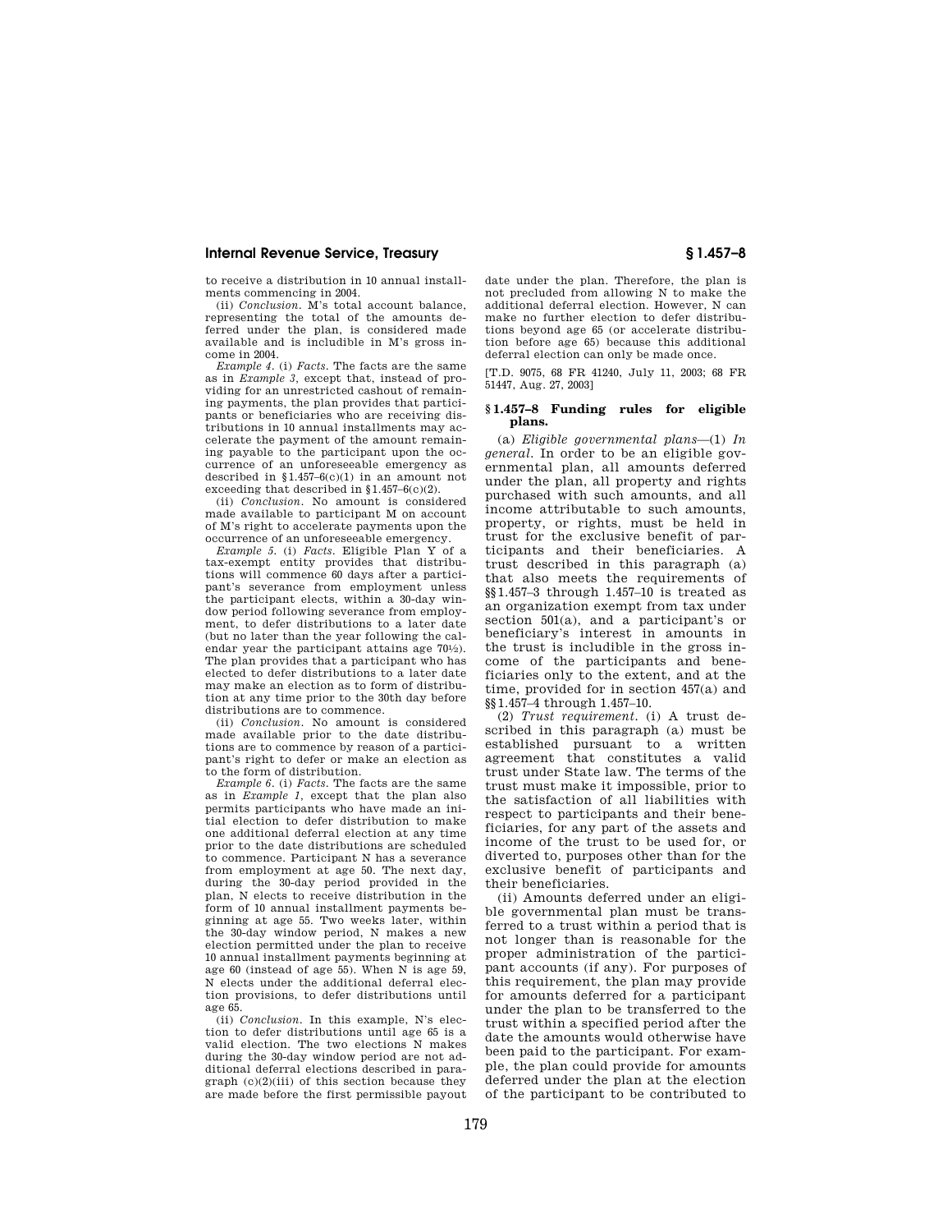to receive a distribution in 10 annual installments commencing in 2004.

(ii) *Conclusion.* M's total account balance, representing the total of the amounts deferred under the plan, is considered made available and is includible in M's gross income in 2004.

*Example 4.* (i) *Facts.* The facts are the same as in *Example 3,* except that, instead of providing for an unrestricted cashout of remaining payments, the plan provides that participants or beneficiaries who are receiving distributions in 10 annual installments may accelerate the payment of the amount remaining payable to the participant upon the occurrence of an unforeseeable emergency as described in §1.457–6(c)(1) in an amount not exceeding that described in §1.457–6(c)(2).

(ii) *Conclusion.* No amount is considered made available to participant M on account of M's right to accelerate payments upon the occurrence of an unforeseeable emergency.

*Example 5.* (i) *Facts.* Eligible Plan Y of a tax-exempt entity provides that distributions will commence 60 days after a participant's severance from employment unless the participant elects, within a 30-day window period following severance from employment, to defer distributions to a later date (but no later than the year following the calendar year the participant attains age 70½). The plan provides that a participant who has elected to defer distributions to a later date may make an election as to form of distribution at any time prior to the 30th day before distributions are to commence.

(ii) *Conclusion.* No amount is considered made available prior to the date distributions are to commence by reason of a participant's right to defer or make an election as to the form of distribution.

*Example 6.* (i) *Facts.* The facts are the same as in *Example 1,* except that the plan also permits participants who have made an initial election to defer distribution to make one additional deferral election at any time prior to the date distributions are scheduled to commence. Participant N has a severance from employment at age 50. The next day, during the 30-day period provided in the plan, N elects to receive distribution in the form of 10 annual installment payments beginning at age 55. Two weeks later, within the 30-day window period, N makes a new election permitted under the plan to receive 10 annual installment payments beginning at age 60 (instead of age 55). When N is age 59, N elects under the additional deferral election provisions, to defer distributions until age 65.

(ii) *Conclusion.* In this example, N's election to defer distributions until age 65 is a valid election. The two elections N makes during the 30-day window period are not additional deferral elections described in paragraph (c)(2)(iii) of this section because they are made before the first permissible payout date under the plan. Therefore, the plan is not precluded from allowing N to make the additional deferral election. However, N can make no further election to defer distributions beyond age 65 (or accelerate distribution before age 65) because this additional deferral election can only be made once.

[T.D. 9075, 68 FR 41240, July 11, 2003; 68 FR 51447, Aug. 27, 2003]

## § 1.457–8 Funding rules for eligible plans.

(a) *Eligible governmental plans*—(1) *In general.* In order to be an eligible governmental plan, all amounts deferred under the plan, all property and rights purchased with such amounts, and all income attributable to such amounts, property, or rights, must be held in trust for the exclusive benefit of participants and their beneficiaries. A trust described in this paragraph (a) that also meets the requirements of §§1.457–3 through 1.457–10 is treated as an organization exempt from tax under section 501(a), and a participant's or beneficiary's interest in amounts in the trust is includible in the gross income of the participants and beneficiaries only to the extent, and at the time, provided for in section 457(a) and §§1.457–4 through 1.457–10.

(2) *Trust requirement.* (i) A trust described in this paragraph (a) must be established pursuant to a written agreement that constitutes a valid trust under State law. The terms of the trust must make it impossible, prior to the satisfaction of all liabilities with respect to participants and their beneficiaries, for any part of the assets and income of the trust to be used for, or diverted to, purposes other than for the exclusive benefit of participants and their beneficiaries.

(ii) Amounts deferred under an eligible governmental plan must be transferred to a trust within a period that is not longer than is reasonable for the proper administration of the participant accounts (if any). For purposes of this requirement, the plan may provide for amounts deferred for a participant under the plan to be transferred to the trust within a specified period after the date the amounts would otherwise have been paid to the participant. For example, the plan could provide for amounts deferred under the plan at the election of the participant to be contributed to